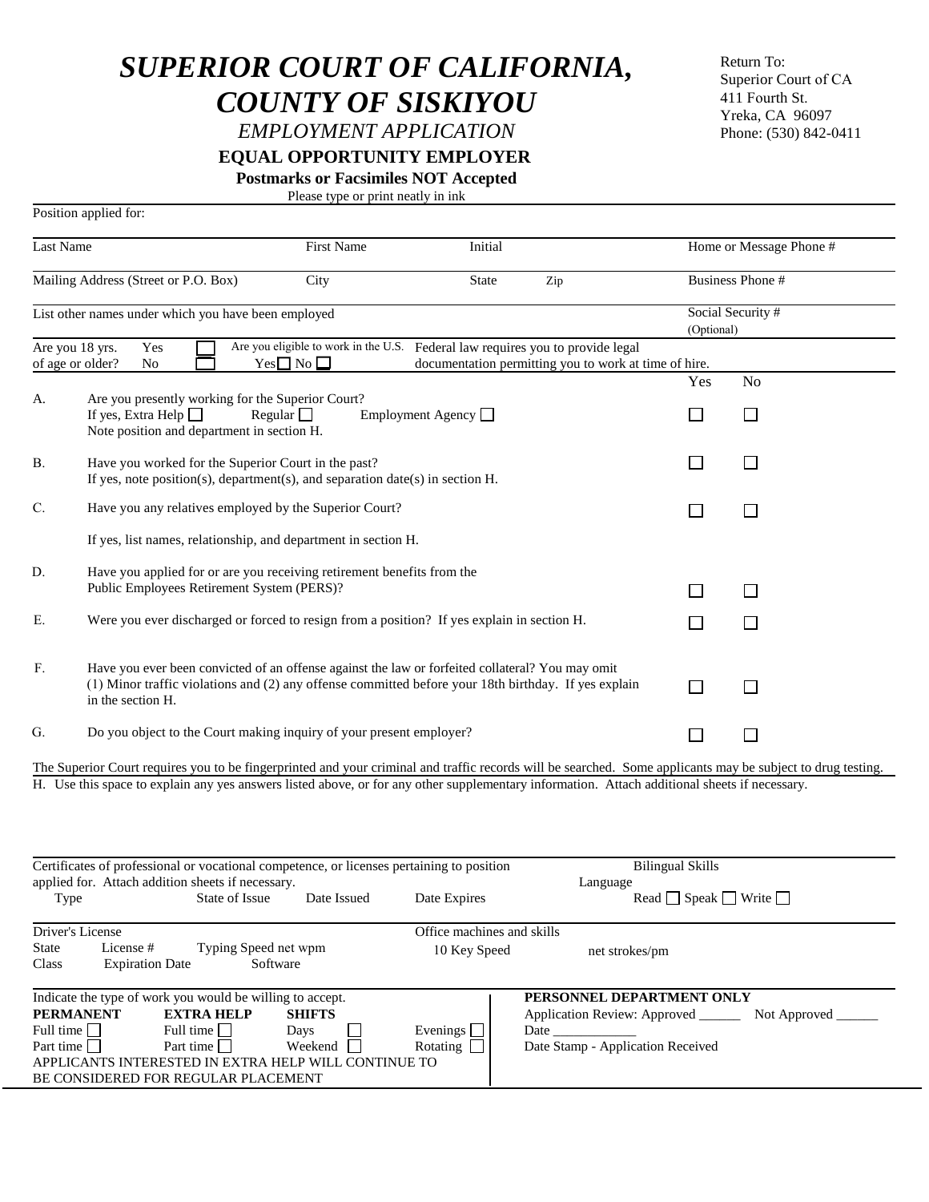# SUPERIOR COURT OF CALIFORNIA, COUNTY OF SISKIYOU

*EMPLOYMENT APPLICATION*

**EQUAL OPPORTUNITY EMPLOYER**

**Postmarks or Facsimiles NOT Accepted**

Please type or print neatly in ink

Return To:
Superior Court of CA
411 Fourth St.
Yreka, CA 96097
Phone: (530) 842-0411

Position applied for:

| Last Name | First Name | Initial | | Home or Message Phone # |
|---|---|---|---|---|
| Mailing Address (Street or P.O. Box) | City | State | Zip | Business Phone # |
| List other names under which you have been employed | | | | Social Security # (Optional) |

Are you 18 yrs. of age or older? Yes ☐ No ☐ Are you eligible to work in the U.S. Yes ☐ No ☐ Federal law requires you to provide legal documentation permitting you to work at time of hire.

| | | Yes | No |
|---|---|---|---|
| A. | Are you presently working for the Superior Court? If yes, Extra Help ☐ Regular ☐ Employment Agency ☐ Note position and department in section H. | ☐ | ☐ |
| B. | Have you worked for the Superior Court in the past? If yes, note position(s), department(s), and separation date(s) in section H. | ☐ | ☐ |
| C. | Have you any relatives employed by the Superior Court? If yes, list names, relationship, and department in section H. | ☐ | ☐ |
| D. | Have you applied for or are you receiving retirement benefits from the Public Employees Retirement System (PERS)? | ☐ | ☐ |
| E. | Were you ever discharged or forced to resign from a position? If yes explain in section H. | ☐ | ☐ |
| F. | Have you ever been convicted of an offense against the law or forfeited collateral? You may omit (1) Minor traffic violations and (2) any offense committed before your 18th birthday. If yes explain in the section H. | ☐ | ☐ |
| G. | Do you object to the Court making inquiry of your present employer? | ☐ | ☐ |

The Superior Court requires you to be fingerprinted and your criminal and traffic records will be searched. Some applicants may be subject to drug testing.

H. Use this space to explain any yes answers listed above, or for any other supplementary information. Attach additional sheets if necessary.

Certificates of professional or vocational competence, or licenses pertaining to position applied for. Attach addition sheets if necessary.

| Type | State of Issue | Date Issued | Date Expires |
|---|---|---|---|

Bilingual Skills
Language
Read ☐ Speak ☐ Write ☐

Driver's License
State License # Typing Speed net wpm
Class Expiration Date Software

Office machines and skills
10 Key Speed net strokes/pm

Indicate the type of work you would be willing to accept.

| PERMANENT | EXTRA HELP | SHIFTS | |
|---|---|---|---|
| Full time ☐ | Full time ☐ | Days ☐ | Evenings ☐ |
| Part time ☐ | Part time ☐ | Weekend ☐ | Rotating ☐ |

APPLICANTS INTERESTED IN EXTRA HELP WILL CONTINUE TO BE CONSIDERED FOR REGULAR PLACEMENT

**PERSONNEL DEPARTMENT ONLY**

Application Review: Approved ______ Not Approved ______

Date ____________

Date Stamp - Application Received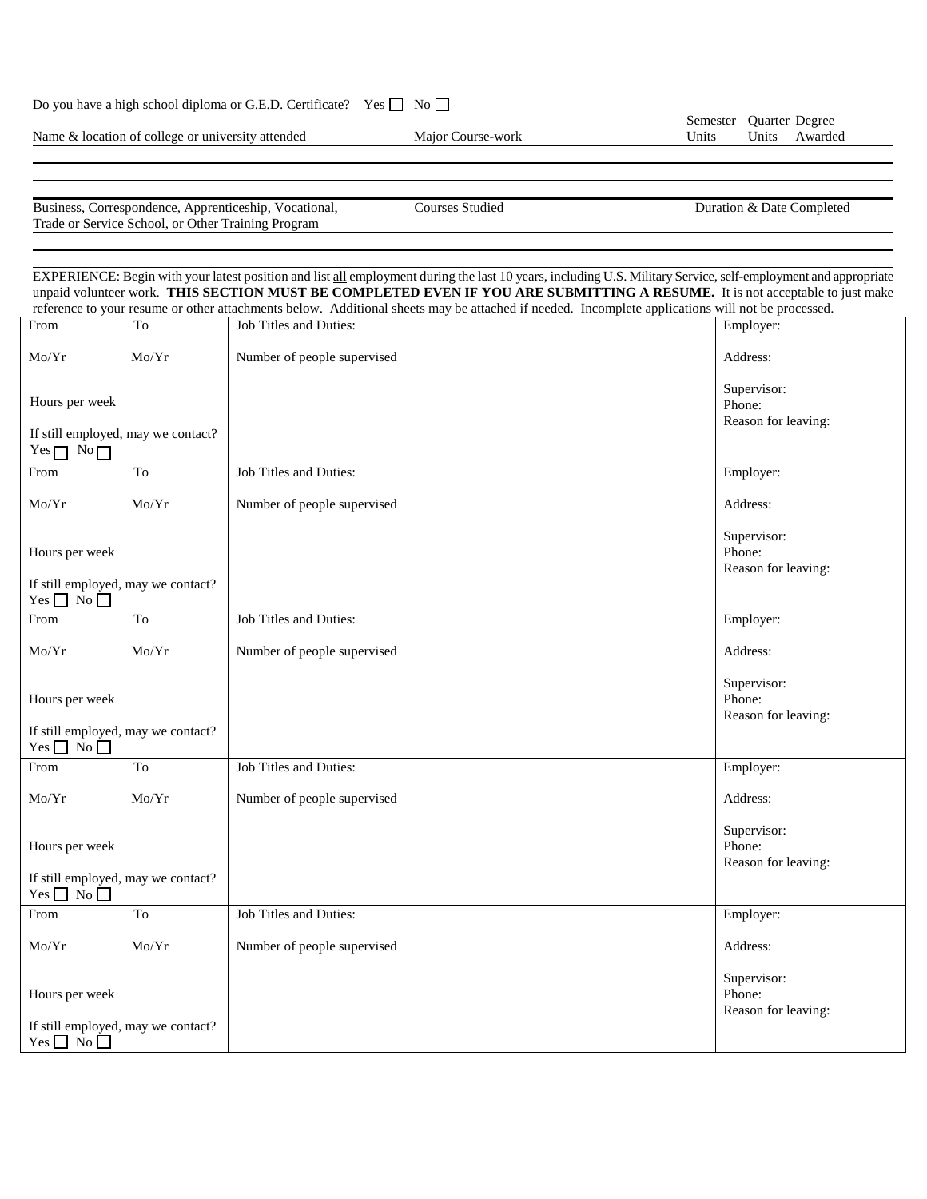Do you have a high school diploma or G.E.D. Certificate? Yes ☐ No ☐

| Name & location of college or university attended | Major Course-work | Semester Units | Quarter Units | Degree Awarded |
|---|---|---|---|---|
| | | | | |
| | | | | |

| Business, Correspondence, Apprenticeship, Vocational, Trade or Service School, or Other Training Program | Courses Studied | Duration & Date Completed |
|---|---|---|
| | | |

EXPERIENCE: Begin with your latest position and list <u>all</u> employment during the last 10 years, including U.S. Military Service, self-employment and appropriate unpaid volunteer work. **THIS SECTION MUST BE COMPLETED EVEN IF YOU ARE SUBMITTING A RESUME.** It is not acceptable to just make reference to your resume or other attachments below. Additional sheets may be attached if needed. Incomplete applications will not be processed.

| From / To | Job Titles and Duties | Employer |
|---|---|---|
| From Mo/Yr To Mo/Yr<br>Hours per week<br>If still employed, may we contact? Yes ☐ No ☐ | Job Titles and Duties:<br>Number of people supervised | Employer:<br>Address:<br>Supervisor:<br>Phone:<br>Reason for leaving: |
| From Mo/Yr To Mo/Yr<br>Hours per week<br>If still employed, may we contact? Yes ☐ No ☐ | Job Titles and Duties:<br>Number of people supervised | Employer:<br>Address:<br>Supervisor:<br>Phone:<br>Reason for leaving: |
| From Mo/Yr To Mo/Yr<br>Hours per week<br>If still employed, may we contact? Yes ☐ No ☐ | Job Titles and Duties:<br>Number of people supervised | Employer:<br>Address:<br>Supervisor:<br>Phone:<br>Reason for leaving: |
| From Mo/Yr To Mo/Yr<br>Hours per week<br>If still employed, may we contact? Yes ☐ No ☐ | Job Titles and Duties:<br>Number of people supervised | Employer:<br>Address:<br>Supervisor:<br>Phone:<br>Reason for leaving: |
| From Mo/Yr To Mo/Yr<br>Hours per week<br>If still employed, may we contact? Yes ☐ No ☐ | Job Titles and Duties:<br>Number of people supervised | Employer:<br>Address:<br>Supervisor:<br>Phone:<br>Reason for leaving: |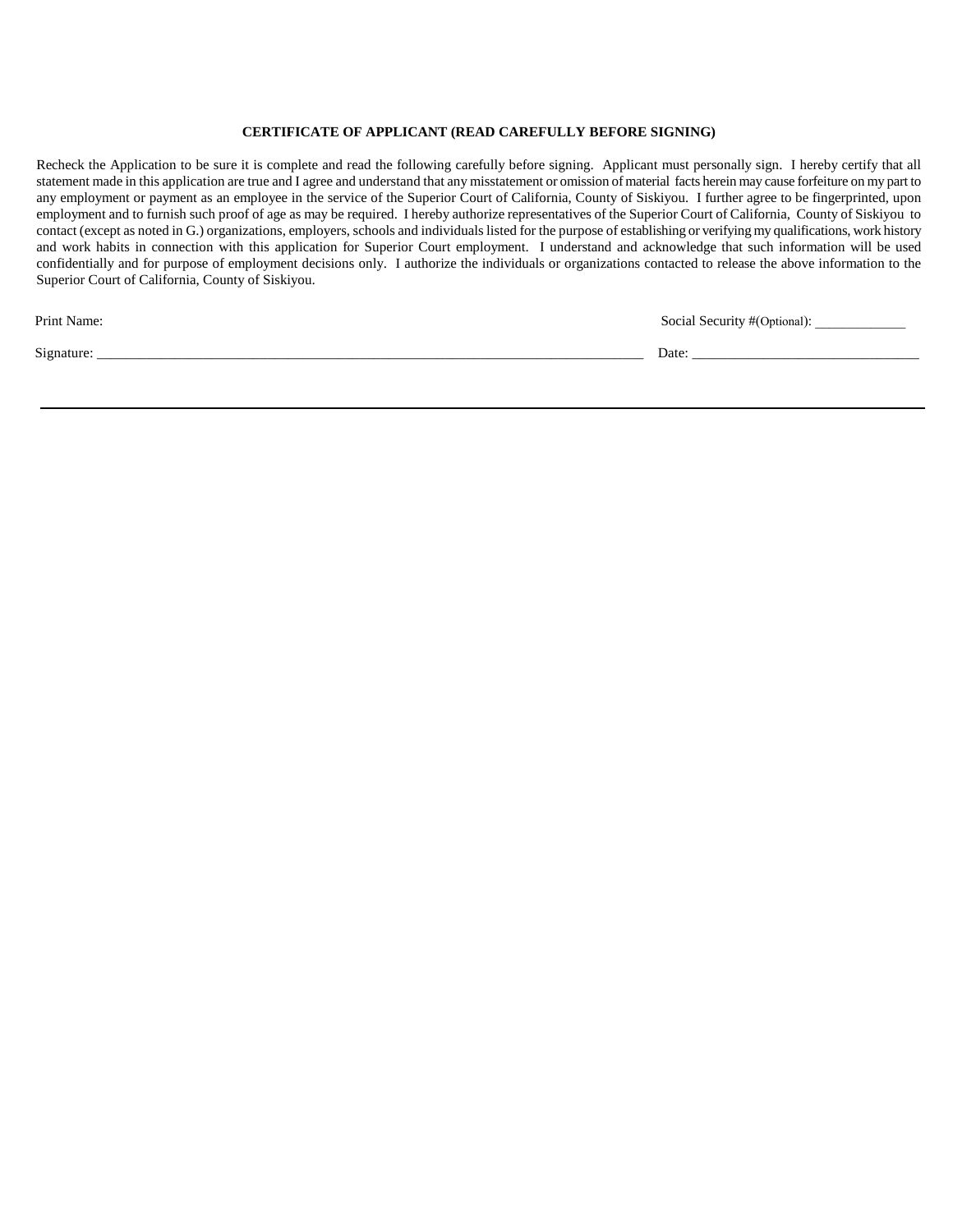**CERTIFICATE OF APPLICANT (READ CAREFULLY BEFORE SIGNING)**

Recheck the Application to be sure it is complete and read the following carefully before signing. Applicant must personally sign. I hereby certify that all statement made in this application are true and I agree and understand that any misstatement or omission of material facts herein may cause forfeiture on my part to any employment or payment as an employee in the service of the Superior Court of California, County of Siskiyou. I further agree to be fingerprinted, upon employment and to furnish such proof of age as may be required. I hereby authorize representatives of the Superior Court of California, County of Siskiyou to contact (except as noted in G.) organizations, employers, schools and individuals listed for the purpose of establishing or verifying my qualifications, work history and work habits in connection with this application for Superior Court employment. I understand and acknowledge that such information will be used confidentially and for purpose of employment decisions only. I authorize the individuals or organizations contacted to release the above information to the Superior Court of California, County of Siskiyou.

Print Name: Social Security #(Optional): _____________

Signature: _______________________________________________________________________________ Date: ________________________________